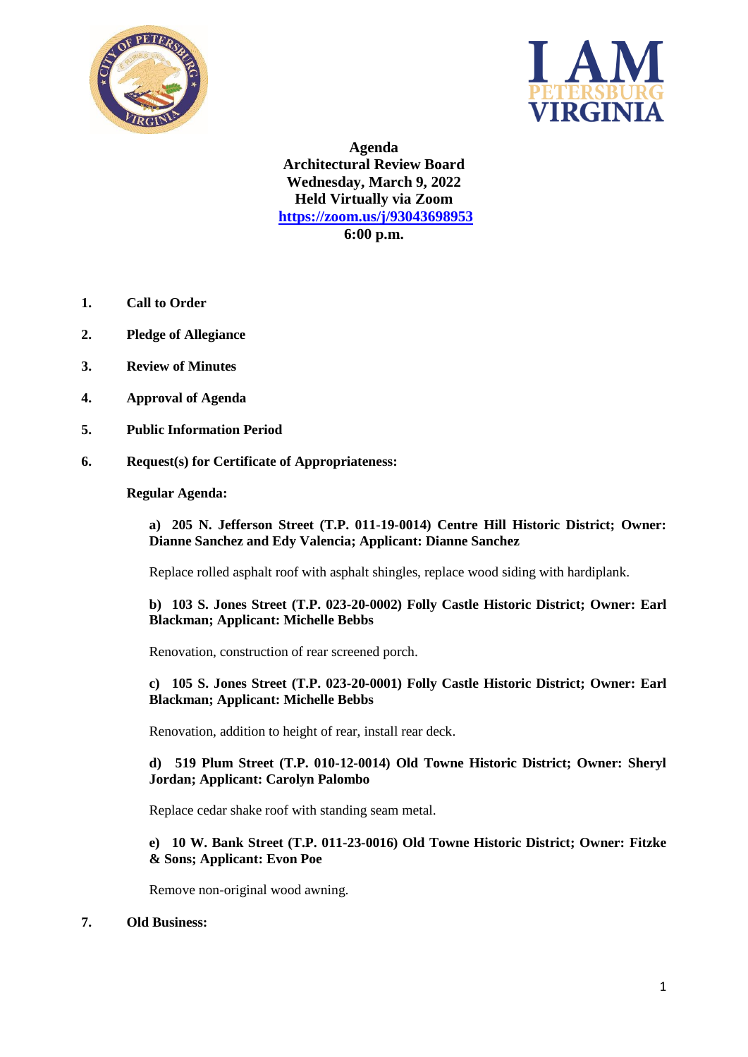**Agenda**
**Architectural Review Board**
**Wednesday, March 9, 2022**
**Held Virtually via Zoom**
**https://zoom.us/j/93043698953**
**6:00 p.m.**

1. **Call to Order**

2. **Pledge of Allegiance**

3. **Review of Minutes**

4. **Approval of Agenda**

5. **Public Information Period**

6. **Request(s) for Certificate of Appropriateness:**

   **Regular Agenda:**

   **a) 205 N. Jefferson Street (T.P. 011-19-0014) Centre Hill Historic District; Owner: Dianne Sanchez and Edy Valencia; Applicant: Dianne Sanchez**

   Replace rolled asphalt roof with asphalt shingles, replace wood siding with hardiplank.

   **b) 103 S. Jones Street (T.P. 023-20-0002) Folly Castle Historic District; Owner: Earl Blackman; Applicant: Michelle Bebbs**

   Renovation, construction of rear screened porch.

   **c) 105 S. Jones Street (T.P. 023-20-0001) Folly Castle Historic District; Owner: Earl Blackman; Applicant: Michelle Bebbs**

   Renovation, addition to height of rear, install rear deck.

   **d) 519 Plum Street (T.P. 010-12-0014) Old Towne Historic District; Owner: Sheryl Jordan; Applicant: Carolyn Palombo**

   Replace cedar shake roof with standing seam metal.

   **e) 10 W. Bank Street (T.P. 011-23-0016) Old Towne Historic District; Owner: Fitzke & Sons; Applicant: Evon Poe**

   Remove non-original wood awning.

7. **Old Business:**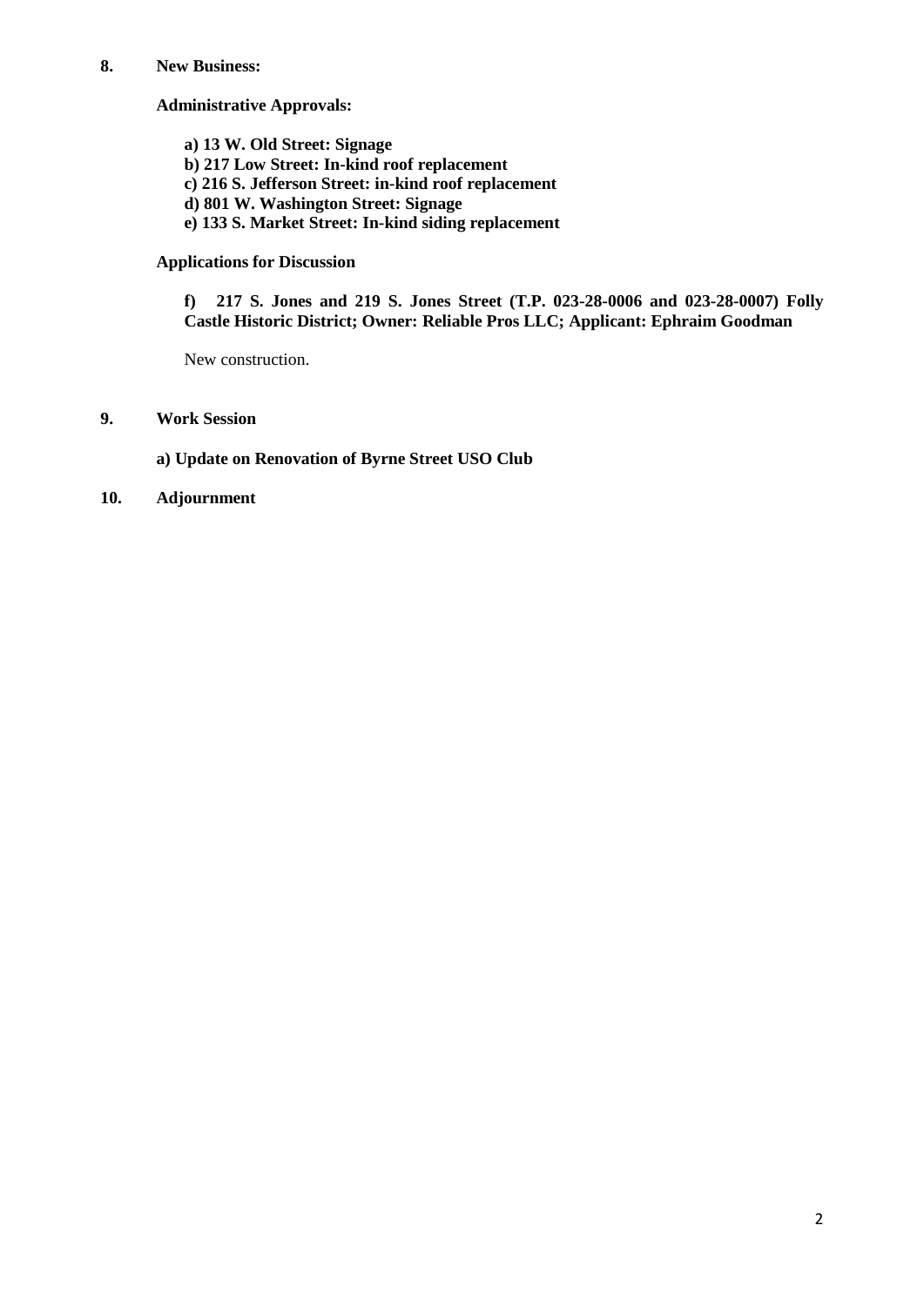**8. New Business:**

**Administrative Approvals:**

**a) 13 W. Old Street: Signage**
**b) 217 Low Street: In-kind roof replacement**
**c) 216 S. Jefferson Street: in-kind roof replacement**
**d) 801 W. Washington Street: Signage**
**e) 133 S. Market Street: In-kind siding replacement**

**Applications for Discussion**

**f) 217 S. Jones and 219 S. Jones Street (T.P. 023-28-0006 and 023-28-0007) Folly Castle Historic District; Owner: Reliable Pros LLC; Applicant: Ephraim Goodman**

New construction.

**9. Work Session**

**a) Update on Renovation of Byrne Street USO Club**

**10. Adjournment**